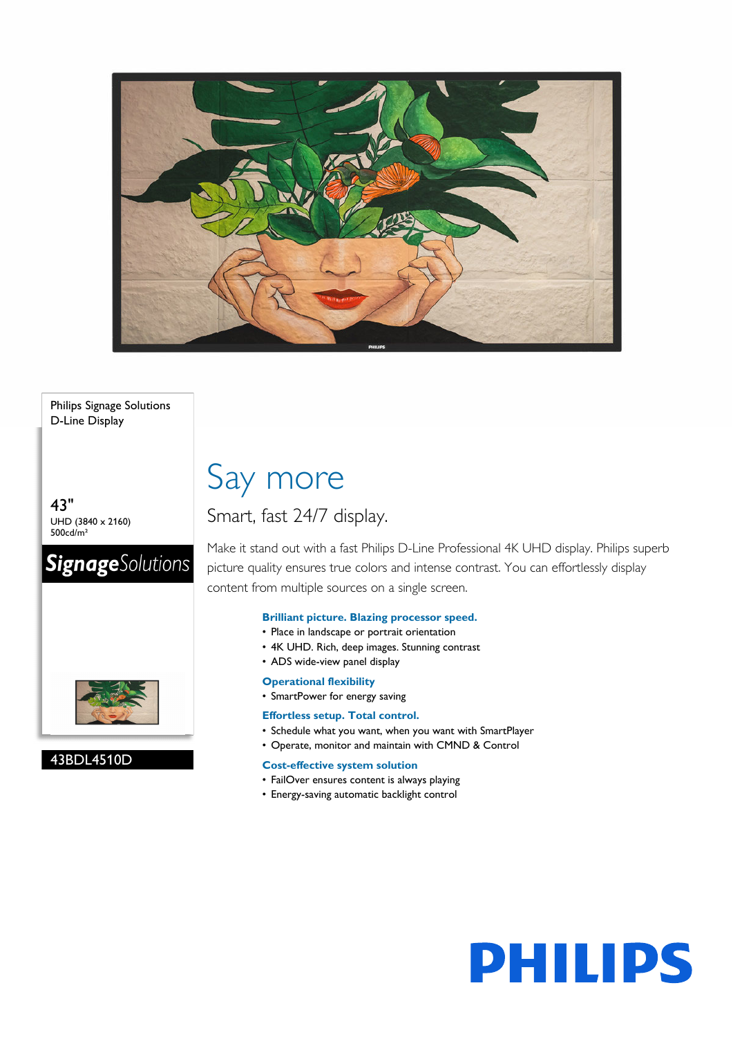Philips Signage Solutions
D-Line Display

43"
UHD (3840 x 2160)
500cd/m²

**Signage**Solutions

43BDL4510D

# Say more

## Smart, fast 24/7 display.

Make it stand out with a fast Philips D-Line Professional 4K UHD display. Philips superb picture quality ensures true colors and intense contrast. You can effortlessly display content from multiple sources on a single screen.

### Brilliant picture. Blazing processor speed.

- Place in landscape or portrait orientation
- 4K UHD. Rich, deep images. Stunning contrast
- ADS wide-view panel display

### Operational flexibility

- SmartPower for energy saving

### Effortless setup. Total control.

- Schedule what you want, when you want with SmartPlayer
- Operate, monitor and maintain with CMND & Control

### Cost-effective system solution

- FailOver ensures content is always playing
- Energy-saving automatic backlight control

PHILIPS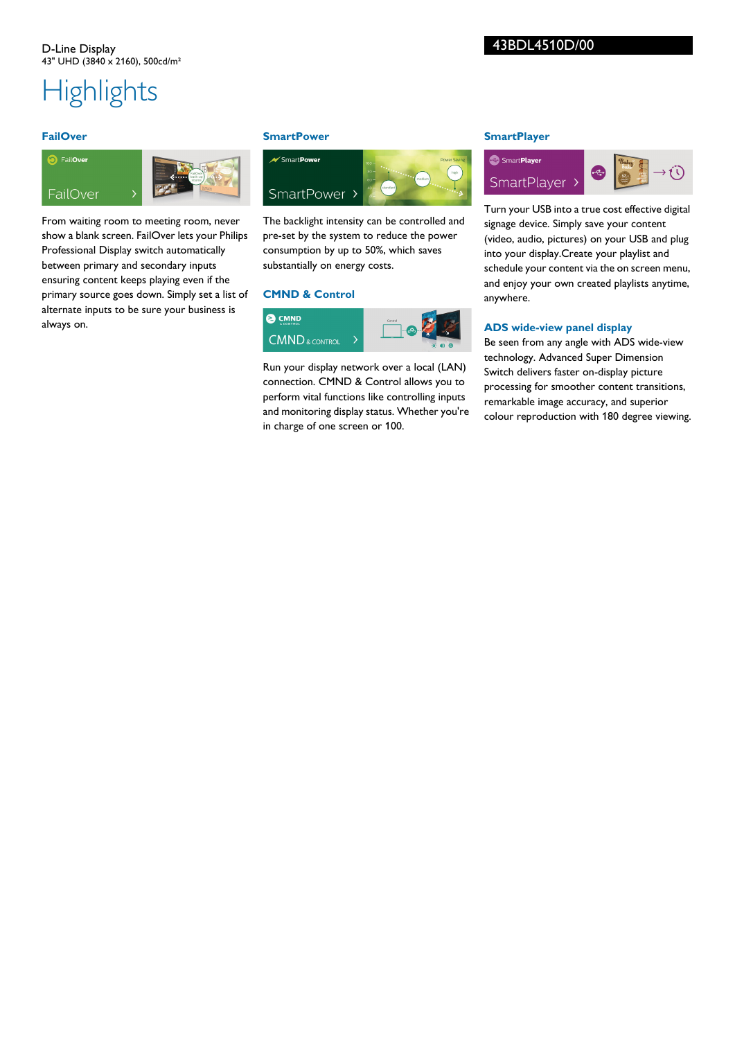D-Line Display
43" UHD (3840 x 2160), 500cd/m²

43BDL4510D/00

# Highlights

### FailOver

From waiting room to meeting room, never show a blank screen. FailOver lets your Philips Professional Display switch automatically between primary and secondary inputs ensuring content keeps playing even if the primary source goes down. Simply set a list of alternate inputs to be sure your business is always on.

### SmartPower

The backlight intensity can be controlled and pre-set by the system to reduce the power consumption by up to 50%, which saves substantially on energy costs.

### CMND & Control

Run your display network over a local (LAN) connection. CMND & Control allows you to perform vital functions like controlling inputs and monitoring display status. Whether you're in charge of one screen or 100.

### SmartPlayer

Turn your USB into a true cost effective digital signage device. Simply save your content (video, audio, pictures) on your USB and plug into your display.Create your playlist and schedule your content via the on screen menu, and enjoy your own created playlists anytime, anywhere.

### ADS wide-view panel display

Be seen from any angle with ADS wide-view technology. Advanced Super Dimension Switch delivers faster on-display picture processing for smoother content transitions, remarkable image accuracy, and superior colour reproduction with 180 degree viewing.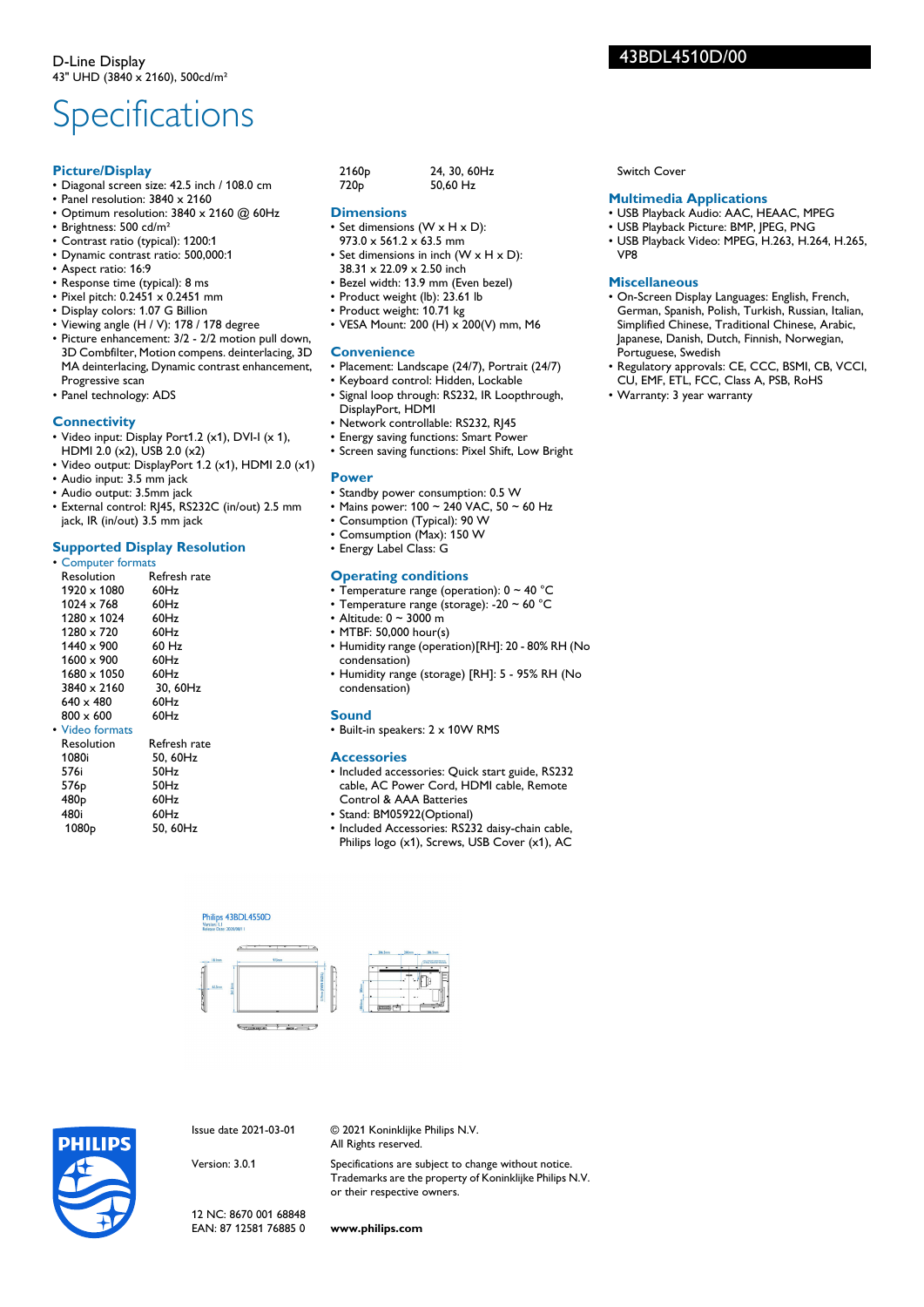D-Line Display
43" UHD (3840 x 2160), 500cd/m²

43BDL4510D/00

# Specifications

## Picture/Display

- Diagonal screen size: 42.5 inch / 108.0 cm
- Panel resolution: 3840 x 2160
- Optimum resolution: 3840 x 2160 @ 60Hz
- Brightness: 500 cd/m²
- Contrast ratio (typical): 1200:1
- Dynamic contrast ratio: 500,000:1
- Aspect ratio: 16:9
- Response time (typical): 8 ms
- Pixel pitch: 0.2451 x 0.2451 mm
- Display colors: 1.07 G Billion
- Viewing angle (H / V): 178 / 178 degree
- Picture enhancement: 3/2 - 2/2 motion pull down, 3D Combfilter, Motion compens. deinterlacing, 3D MA deinterlacing, Dynamic contrast enhancement, Progressive scan
- Panel technology: ADS

## Connectivity

- Video input: Display Port1.2 (x1), DVI-I (x 1), HDMI 2.0 (x2), USB 2.0 (x2)
- Video output: DisplayPort 1.2 (x1), HDMI 2.0 (x1)
- Audio input: 3.5 mm jack
- Audio output: 3.5mm jack
- External control: RJ45, RS232C (in/out) 2.5 mm jack, IR (in/out) 3.5 mm jack

## Supported Display Resolution

- Computer formats

| Resolution | Refresh rate |
|---|---|
| 1920 x 1080 | 60Hz |
| 1024 x 768 | 60Hz |
| 1280 x 1024 | 60Hz |
| 1280 x 720 | 60Hz |
| 1440 x 900 | 60 Hz |
| 1600 x 900 | 60Hz |
| 1680 x 1050 | 60Hz |
| 3840 x 2160 | 30, 60Hz |
| 640 x 480 | 60Hz |
| 800 x 600 | 60Hz |

- Video formats

| Resolution | Refresh rate |
|---|---|
| 1080i | 50, 60Hz |
| 576i | 50Hz |
| 576p | 50Hz |
| 480p | 60Hz |
| 480i | 60Hz |
| 1080p | 50, 60Hz |
| 2160p | 24, 30, 60Hz |
| 720p | 50,60 Hz |

## Dimensions

- Set dimensions (W x H x D): 973.0 x 561.2 x 63.5 mm
- Set dimensions in inch (W x H x D): 38.31 x 22.09 x 2.50 inch
- Bezel width: 13.9 mm (Even bezel)
- Product weight (lb): 23.61 lb
- Product weight: 10.71 kg
- VESA Mount: 200 (H) x 200(V) mm, M6

## Convenience

- Placement: Landscape (24/7), Portrait (24/7)
- Keyboard control: Hidden, Lockable
- Signal loop through: RS232, IR Loopthrough, DisplayPort, HDMI
- Network controllable: RS232, RJ45
- Energy saving functions: Smart Power
- Screen saving functions: Pixel Shift, Low Bright

## Power

- Standby power consumption: 0.5 W
- Mains power: 100 ~ 240 VAC, 50 ~ 60 Hz
- Consumption (Typical): 90 W
- Comsumption (Max): 150 W
- Energy Label Class: G

## Operating conditions

- Temperature range (operation): 0 ~ 40 °C
- Temperature range (storage): -20 ~ 60 °C
- Altitude: 0 ~ 3000 m
- MTBF: 50,000 hour(s)
- Humidity range (operation)[RH]: 20 - 80% RH (No condensation)
- Humidity range (storage) [RH]: 5 - 95% RH (No condensation)

## Sound

- Built-in speakers: 2 x 10W RMS

## Accessories

- Included accessories: Quick start guide, RS232 cable, AC Power Cord, HDMI cable, Remote Control & AAA Batteries
- Stand: BM05922(Optional)
- Included Accessories: RS232 daisy-chain cable, Philips logo (x1), Screws, USB Cover (x1), AC Switch Cover

## Multimedia Applications

- USB Playback Audio: AAC, HEAAC, MPEG
- USB Playback Picture: BMP, JPEG, PNG
- USB Playback Video: MPEG, H.263, H.264, H.265, VP8

## Miscellaneous

- On-Screen Display Languages: English, French, German, Spanish, Polish, Turkish, Russian, Italian, Simplified Chinese, Traditional Chinese, Arabic, Japanese, Danish, Dutch, Finnish, Norwegian, Portuguese, Swedish
- Regulatory approvals: CE, CCC, BSMI, CB, VCCI, CU, EMF, ETL, FCC, Class A, PSB, RoHS
- Warranty: 3 year warranty

Philips 43BDL4550D

Issue date 2021-03-01

Version: 3.0.1

12 NC: 8670 001 68848
EAN: 87 12581 76885 0

© 2021 Koninklijke Philips N.V.
All Rights reserved.

Specifications are subject to change without notice. Trademarks are the property of Koninklijke Philips N.V. or their respective owners.

**www.philips.com**